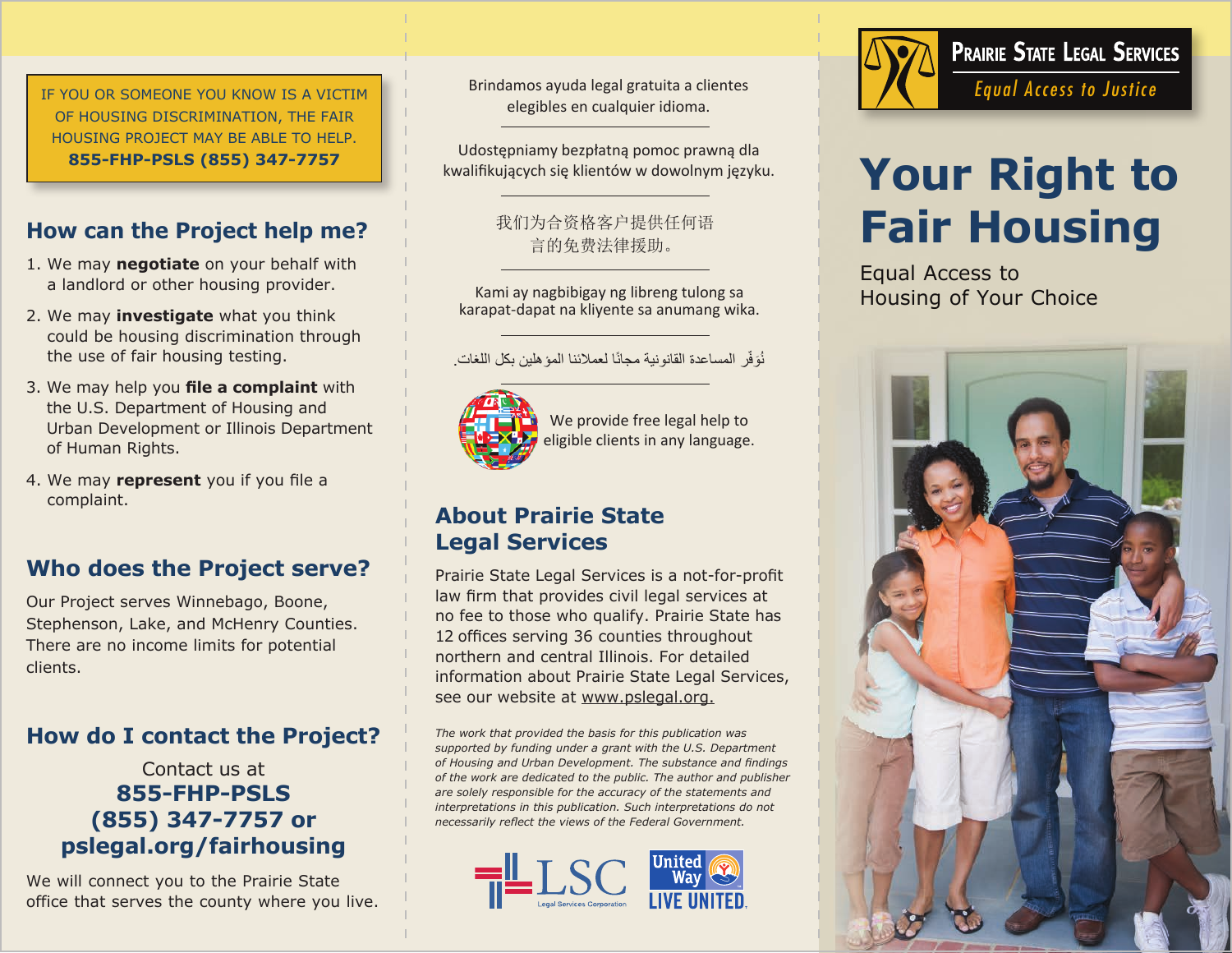IF YOU OR SOMEONE YOU KNOW IS A VICTIM OF HOUSING DISCRIMINATION, THE FAIR HOUSING PROJECT MAY BE ABLE TO HELP.
**855-FHP-PSLS (855) 347-7757**

## How can the Project help me?

1. We may **negotiate** on your behalf with a landlord or other housing provider.
2. We may **investigate** what you think could be housing discrimination through the use of fair housing testing.
3. We may help you **file a complaint** with the U.S. Department of Housing and Urban Development or Illinois Department of Human Rights.
4. We may **represent** you if you file a complaint.

## Who does the Project serve?

Our Project serves Winnebago, Boone, Stephenson, Lake, and McHenry Counties. There are no income limits for potential clients.

## How do I contact the Project?

Contact us at
**855-FHP-PSLS**
**(855) 347-7757 or**
**pslegal.org/fairhousing**

We will connect you to the Prairie State office that serves the county where you live.

Brindamos ayuda legal gratuita a clientes elegibles en cualquier idioma.

---

Udostępniamy bezpłatną pomoc prawną dla kwalifikujących się klientów w dowolnym języku.

---

我们为合资格客户提供任何语言的免费法律援助。

---

Kami ay nagbibigay ng libreng tulong sa karapat-dapat na kliyente sa anumang wika.

---

نُوفّر المساعدة القانونية مجانًا لعملائنا المؤهلين بكل اللغات.

---

We provide free legal help to eligible clients in any language.

## About Prairie State Legal Services

Prairie State Legal Services is a not-for-profit law firm that provides civil legal services at no fee to those who qualify. Prairie State has 12 offices serving 36 counties throughout northern and central Illinois. For detailed information about Prairie State Legal Services, see our website at www.pslegal.org.

*The work that provided the basis for this publication was supported by funding under a grant with the U.S. Department of Housing and Urban Development. The substance and findings of the work are dedicated to the public. The author and publisher are solely responsible for the accuracy of the statements and interpretations in this publication. Such interpretations do not necessarily reflect the views of the Federal Government.*

LSC Legal Services Corporation

United Way LIVE UNITED.

PRAIRIE STATE LEGAL SERVICES
*Equal Access to Justice*

# Your Right to Fair Housing

Equal Access to Housing of Your Choice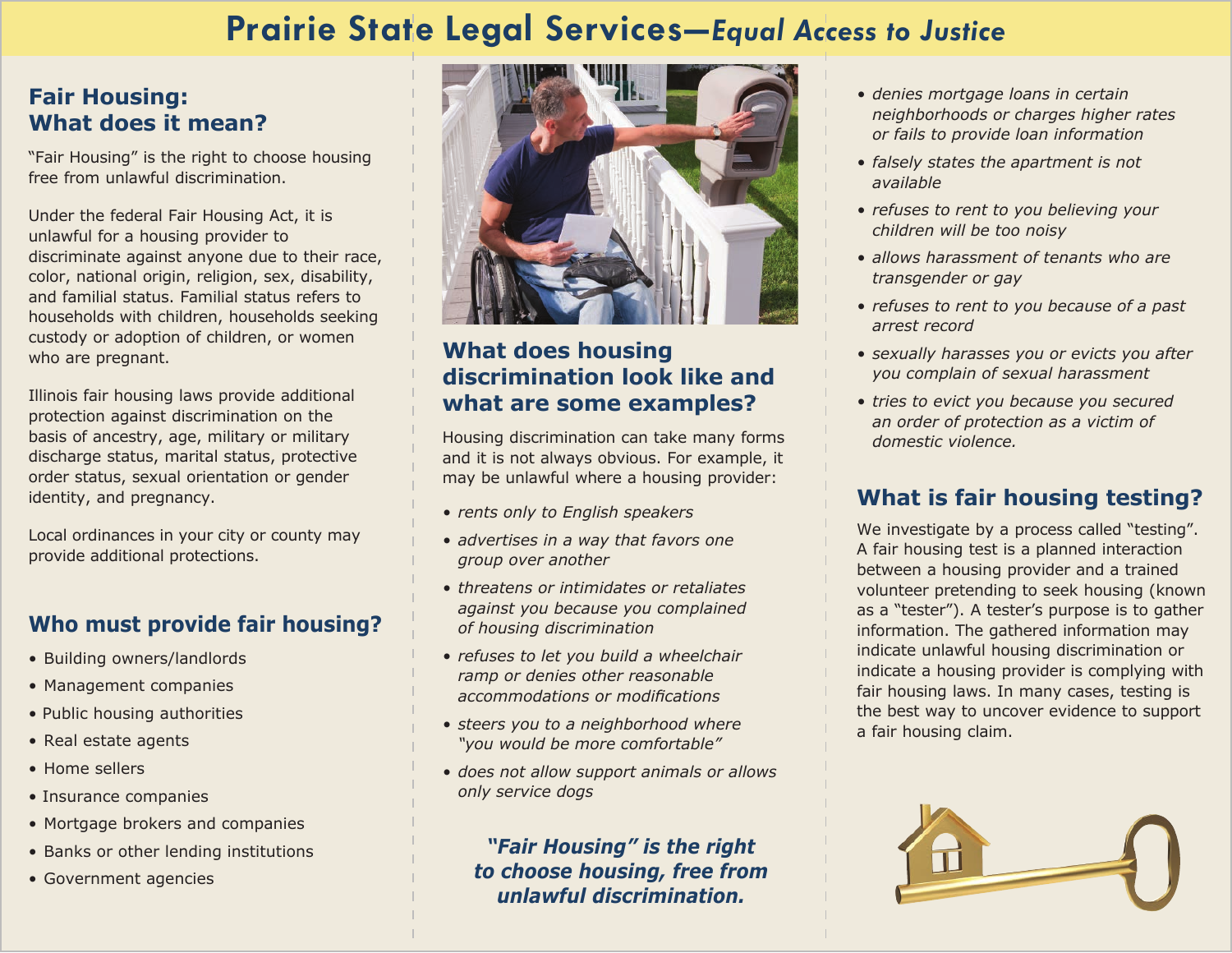# Prairie State Legal Services—*Equal Access to Justice*

## Fair Housing: What does it mean?

"Fair Housing" is the right to choose housing free from unlawful discrimination.

Under the federal Fair Housing Act, it is unlawful for a housing provider to discriminate against anyone due to their race, color, national origin, religion, sex, disability, and familial status. Familial status refers to households with children, households seeking custody or adoption of children, or women who are pregnant.

Illinois fair housing laws provide additional protection against discrimination on the basis of ancestry, age, military or military discharge status, marital status, protective order status, sexual orientation or gender identity, and pregnancy.

Local ordinances in your city or county may provide additional protections.

## Who must provide fair housing?

- Building owners/landlords
- Management companies
- Public housing authorities
- Real estate agents
- Home sellers
- Insurance companies
- Mortgage brokers and companies
- Banks or other lending institutions
- Government agencies

## What does housing discrimination look like and what are some examples?

Housing discrimination can take many forms and it is not always obvious. For example, it may be unlawful where a housing provider:

- *rents only to English speakers*
- *advertises in a way that favors one group over another*
- *threatens or intimidates or retaliates against you because you complained of housing discrimination*
- *refuses to let you build a wheelchair ramp or denies other reasonable accommodations or modifications*
- *steers you to a neighborhood where "you would be more comfortable"*
- *does not allow support animals or allows only service dogs*
- *denies mortgage loans in certain neighborhoods or charges higher rates or fails to provide loan information*
- *falsely states the apartment is not available*
- *refuses to rent to you believing your children will be too noisy*
- *allows harassment of tenants who are transgender or gay*
- *refuses to rent to you because of a past arrest record*
- *sexually harasses you or evicts you after you complain of sexual harassment*
- *tries to evict you because you secured an order of protection as a victim of domestic violence.*

***"Fair Housing" is the right to choose housing, free from unlawful discrimination.***

## What is fair housing testing?

We investigate by a process called "testing". A fair housing test is a planned interaction between a housing provider and a trained volunteer pretending to seek housing (known as a "tester"). A tester's purpose is to gather information. The gathered information may indicate unlawful housing discrimination or indicate a housing provider is complying with fair housing laws. In many cases, testing is the best way to uncover evidence to support a fair housing claim.